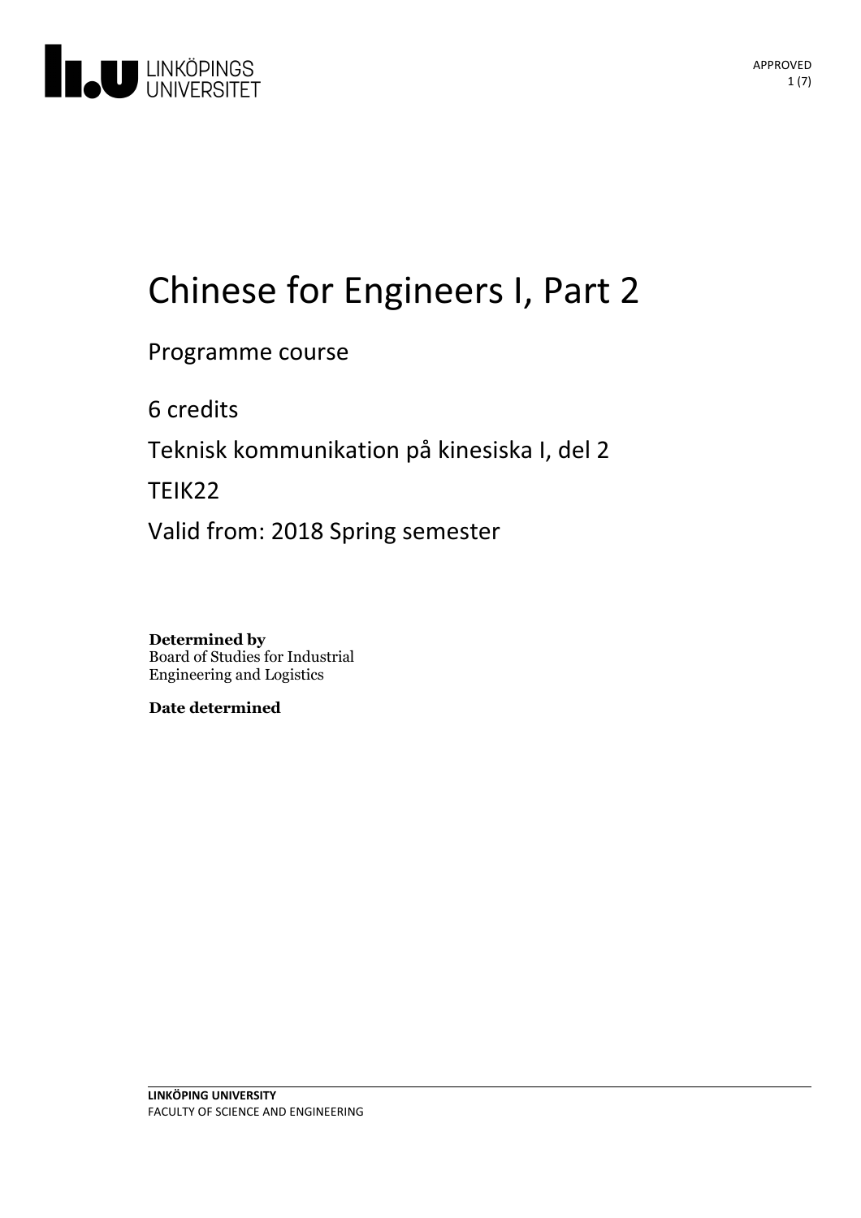# Chinese for Engineers I, Part 2

Programme course

6 credits

Teknisk kommunikation på kinesiska I, del 2

TEIK22

Valid from: 2018 Spring semester

**Determined by**
Board of Studies for Industrial Engineering and Logistics

**Date determined**

**LINKÖPING UNIVERSITY**
FACULTY OF SCIENCE AND ENGINEERING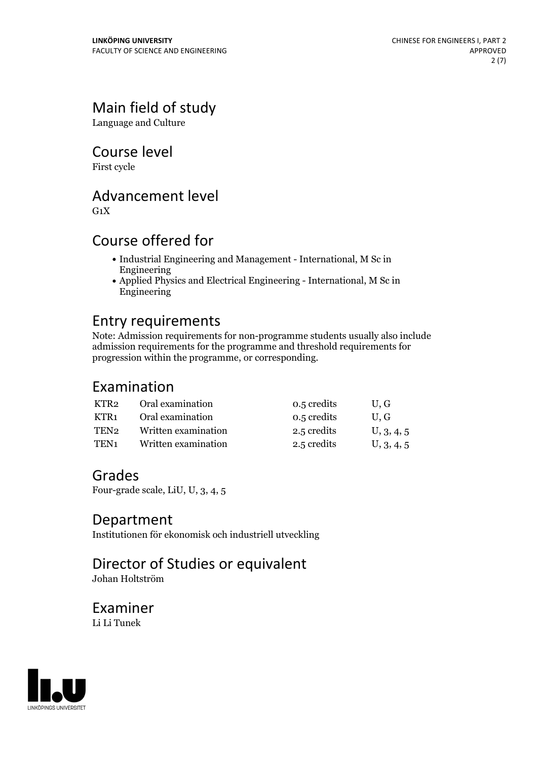## Main field of study

Language and Culture

## Course level

First cycle

## Advancement level

G1X

## Course offered for

- Industrial Engineering and Management - International, M Sc in Engineering
- Applied Physics and Electrical Engineering - International, M Sc in Engineering

## Entry requirements

Note: Admission requirements for non-programme students usually also include admission requirements for the programme and threshold requirements for progression within the programme, or corresponding.

## Examination

| | | | |
|---|---|---|---|
| KTR2 | Oral examination | 0.5 credits | U, G |
| KTR1 | Oral examination | 0.5 credits | U, G |
| TEN2 | Written examination | 2.5 credits | U, 3, 4, 5 |
| TEN1 | Written examination | 2.5 credits | U, 3, 4, 5 |

## Grades

Four-grade scale, LiU, U, 3, 4, 5

## Department

Institutionen för ekonomisk och industriell utveckling

## Director of Studies or equivalent

Johan Holtström

## Examiner

Li Li Tunek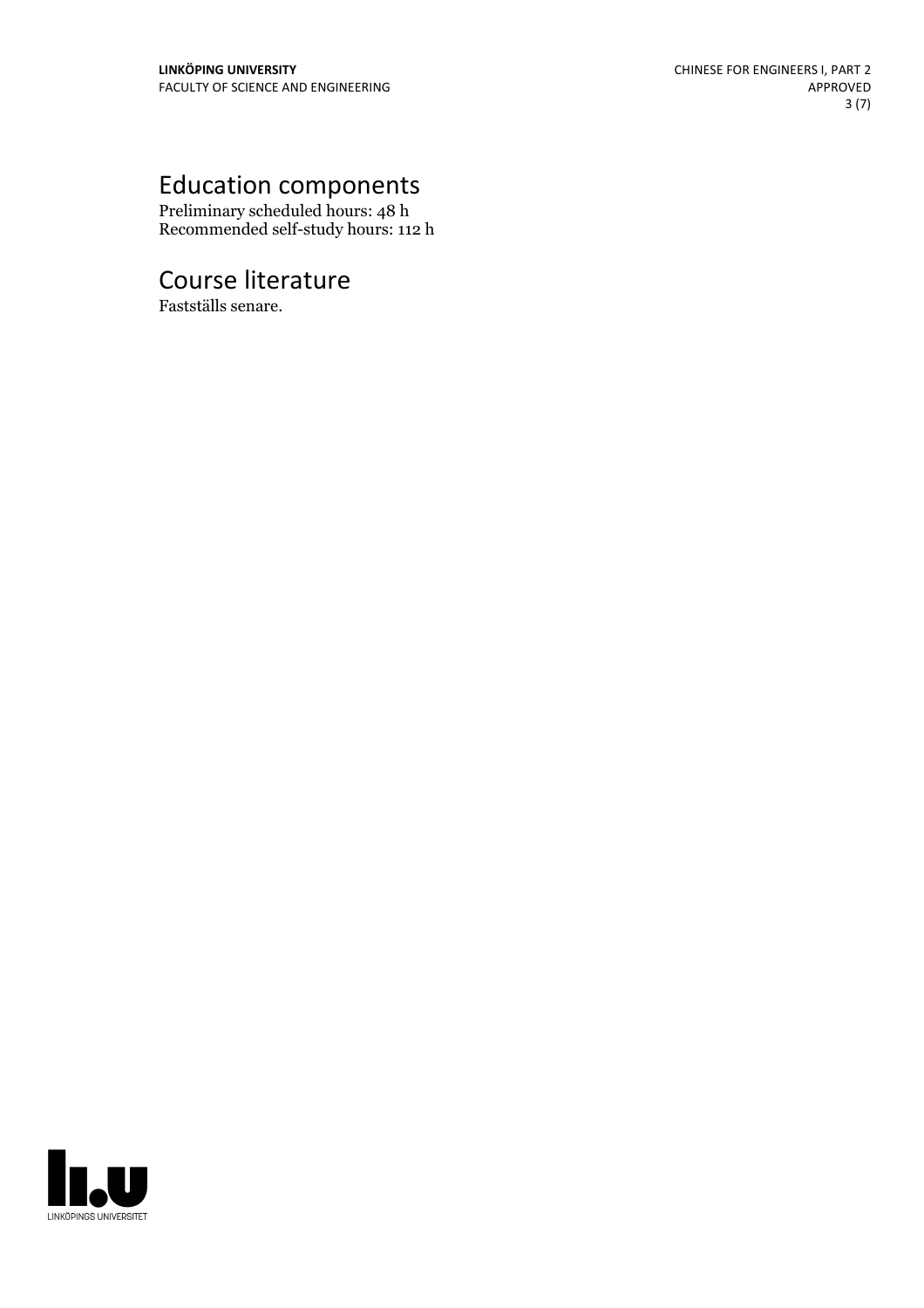# Education components

Preliminary scheduled hours: 48 h
Recommended self-study hours: 112 h

# Course literature

Fastställs senare.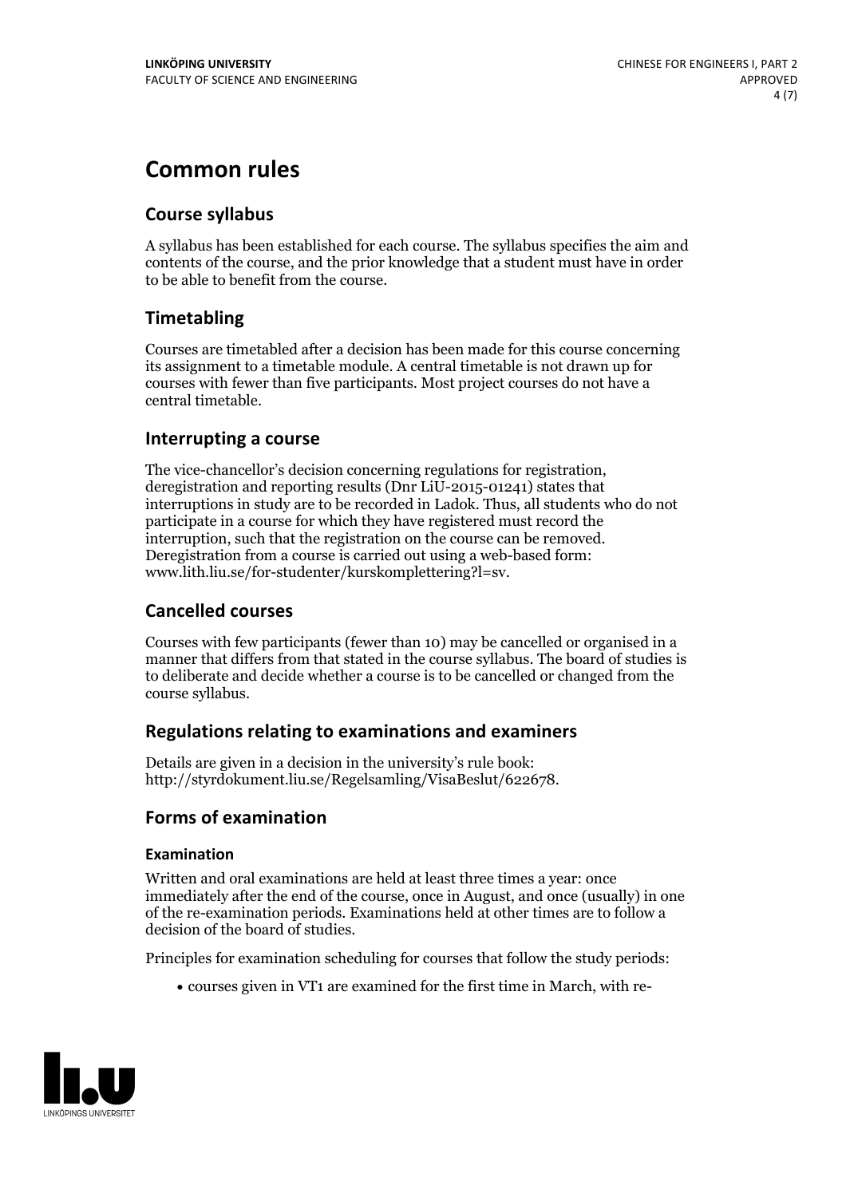# Common rules

## Course syllabus

A syllabus has been established for each course. The syllabus specifies the aim and contents of the course, and the prior knowledge that a student must have in order to be able to benefit from the course.

## Timetabling

Courses are timetabled after a decision has been made for this course concerning its assignment to a timetable module. A central timetable is not drawn up for courses with fewer than five participants. Most project courses do not have a central timetable.

## Interrupting a course

The vice-chancellor's decision concerning regulations for registration, deregistration and reporting results (Dnr LiU-2015-01241) states that interruptions in study are to be recorded in Ladok. Thus, all students who do not participate in a course for which they have registered must record the interruption, such that the registration on the course can be removed. Deregistration from a course is carried out using a web-based form: www.lith.liu.se/for-studenter/kurskomplettering?l=sv.

## Cancelled courses

Courses with few participants (fewer than 10) may be cancelled or organised in a manner that differs from that stated in the course syllabus. The board of studies is to deliberate and decide whether a course is to be cancelled or changed from the course syllabus.

## Regulations relating to examinations and examiners

Details are given in a decision in the university's rule book: http://styrdokument.liu.se/Regelsamling/VisaBeslut/622678.

## Forms of examination

### Examination

Written and oral examinations are held at least three times a year: once immediately after the end of the course, once in August, and once (usually) in one of the re-examination periods. Examinations held at other times are to follow a decision of the board of studies.

Principles for examination scheduling for courses that follow the study periods:

- courses given in VT1 are examined for the first time in March, with re-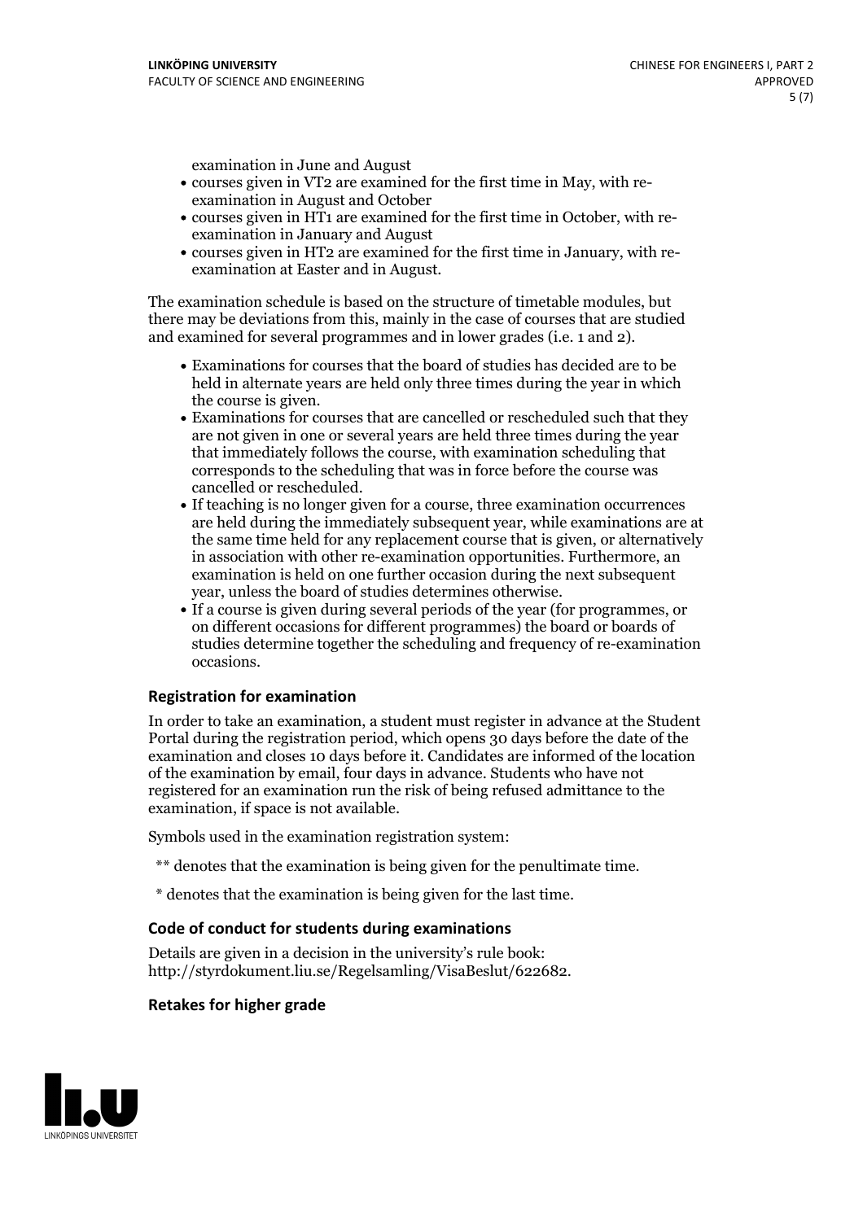examination in June and August

- courses given in VT2 are examined for the first time in May, with re-examination in August and October
- courses given in HT1 are examined for the first time in October, with re-examination in January and August
- courses given in HT2 are examined for the first time in January, with re-examination at Easter and in August.

The examination schedule is based on the structure of timetable modules, but there may be deviations from this, mainly in the case of courses that are studied and examined for several programmes and in lower grades (i.e. 1 and 2).

- Examinations for courses that the board of studies has decided are to be held in alternate years are held only three times during the year in which the course is given.
- Examinations for courses that are cancelled or rescheduled such that they are not given in one or several years are held three times during the year that immediately follows the course, with examination scheduling that corresponds to the scheduling that was in force before the course was cancelled or rescheduled.
- If teaching is no longer given for a course, three examination occurrences are held during the immediately subsequent year, while examinations are at the same time held for any replacement course that is given, or alternatively in association with other re-examination opportunities. Furthermore, an examination is held on one further occasion during the next subsequent year, unless the board of studies determines otherwise.
- If a course is given during several periods of the year (for programmes, or on different occasions for different programmes) the board or boards of studies determine together the scheduling and frequency of re-examination occasions.

### Registration for examination

In order to take an examination, a student must register in advance at the Student Portal during the registration period, which opens 30 days before the date of the examination and closes 10 days before it. Candidates are informed of the location of the examination by email, four days in advance. Students who have not registered for an examination run the risk of being refused admittance to the examination, if space is not available.

Symbols used in the examination registration system:

** denotes that the examination is being given for the penultimate time.

* denotes that the examination is being given for the last time.

### Code of conduct for students during examinations

Details are given in a decision in the university's rule book: http://styrdokument.liu.se/Regelsamling/VisaBeslut/622682.

### Retakes for higher grade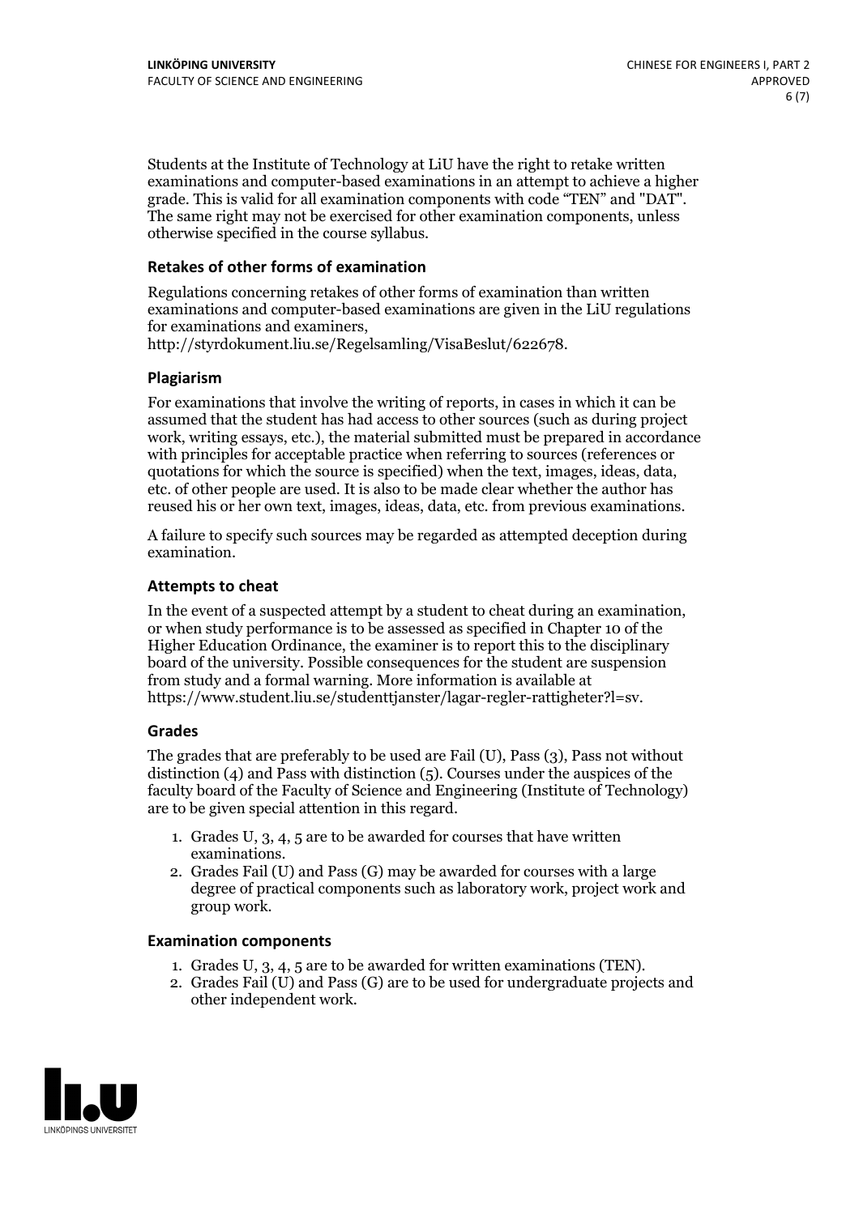Students at the Institute of Technology at LiU have the right to retake written examinations and computer-based examinations in an attempt to achieve a higher grade. This is valid for all examination components with code "TEN" and "DAT". The same right may not be exercised for other examination components, unless otherwise specified in the course syllabus.

### Retakes of other forms of examination

Regulations concerning retakes of other forms of examination than written examinations and computer-based examinations are given in the LiU regulations for examinations and examiners, http://styrdokument.liu.se/Regelsamling/VisaBeslut/622678.

### Plagiarism

For examinations that involve the writing of reports, in cases in which it can be assumed that the student has had access to other sources (such as during project work, writing essays, etc.), the material submitted must be prepared in accordance with principles for acceptable practice when referring to sources (references or quotations for which the source is specified) when the text, images, ideas, data, etc. of other people are used. It is also to be made clear whether the author has reused his or her own text, images, ideas, data, etc. from previous examinations.

A failure to specify such sources may be regarded as attempted deception during examination.

### Attempts to cheat

In the event of a suspected attempt by a student to cheat during an examination, or when study performance is to be assessed as specified in Chapter 10 of the Higher Education Ordinance, the examiner is to report this to the disciplinary board of the university. Possible consequences for the student are suspension from study and a formal warning. More information is available at https://www.student.liu.se/studenttjanster/lagar-regler-rattigheter?l=sv.

### Grades

The grades that are preferably to be used are Fail (U), Pass (3), Pass not without distinction (4) and Pass with distinction (5). Courses under the auspices of the faculty board of the Faculty of Science and Engineering (Institute of Technology) are to be given special attention in this regard.

1. Grades U, 3, 4, 5 are to be awarded for courses that have written examinations.
2. Grades Fail (U) and Pass (G) may be awarded for courses with a large degree of practical components such as laboratory work, project work and group work.

### Examination components

1. Grades U, 3, 4, 5 are to be awarded for written examinations (TEN).
2. Grades Fail (U) and Pass (G) are to be used for undergraduate projects and other independent work.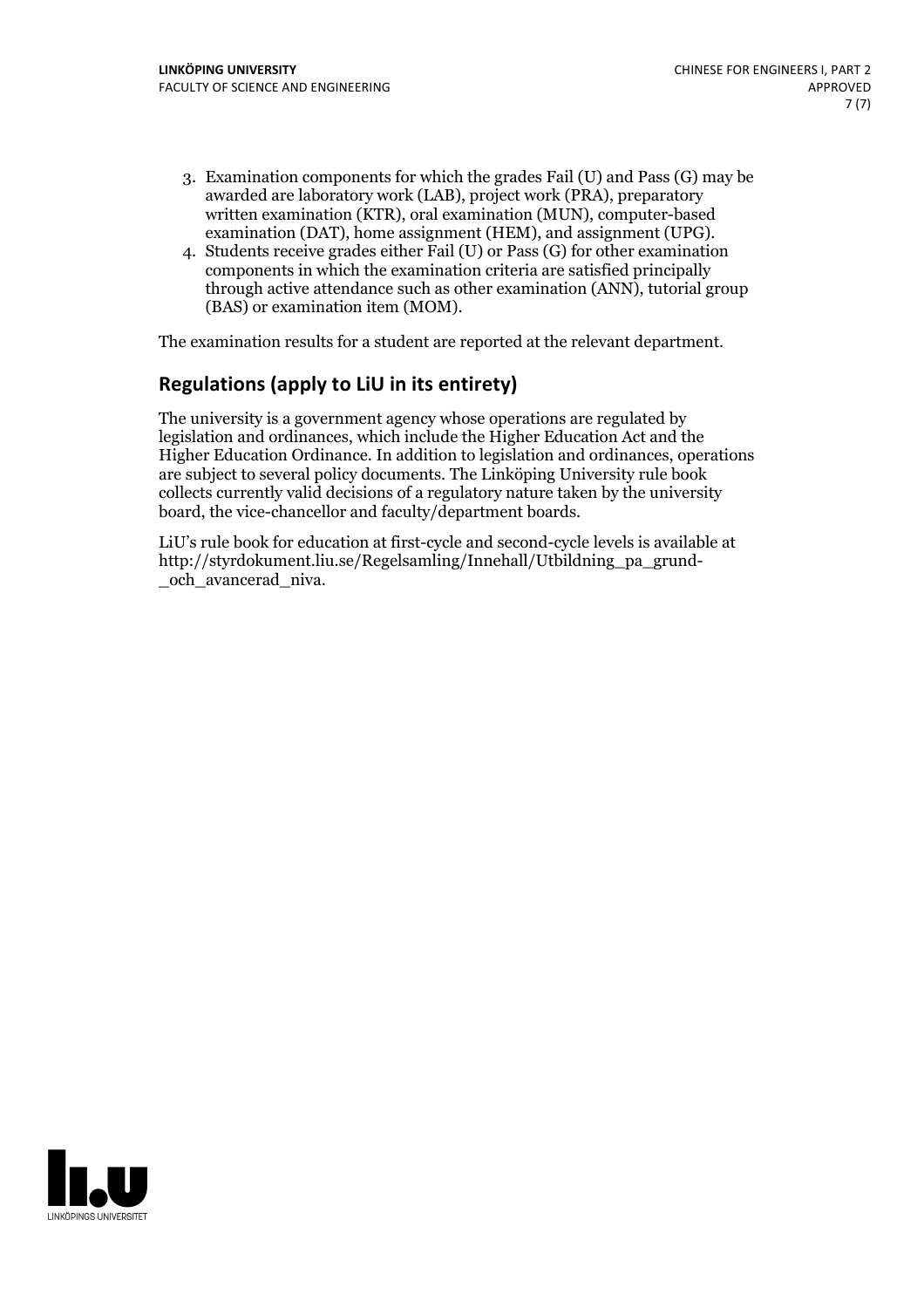3. Examination components for which the grades Fail (U) and Pass (G) may be awarded are laboratory work (LAB), project work (PRA), preparatory written examination (KTR), oral examination (MUN), computer-based examination (DAT), home assignment (HEM), and assignment (UPG).
4. Students receive grades either Fail (U) or Pass (G) for other examination components in which the examination criteria are satisfied principally through active attendance such as other examination (ANN), tutorial group (BAS) or examination item (MOM).

The examination results for a student are reported at the relevant department.

## Regulations (apply to LiU in its entirety)

The university is a government agency whose operations are regulated by legislation and ordinances, which include the Higher Education Act and the Higher Education Ordinance. In addition to legislation and ordinances, operations are subject to several policy documents. The Linköping University rule book collects currently valid decisions of a regulatory nature taken by the university board, the vice-chancellor and faculty/department boards.

LiU's rule book for education at first-cycle and second-cycle levels is available at http://styrdokument.liu.se/Regelsamling/Innehall/Utbildning_pa_grund-_och_avancerad_niva.